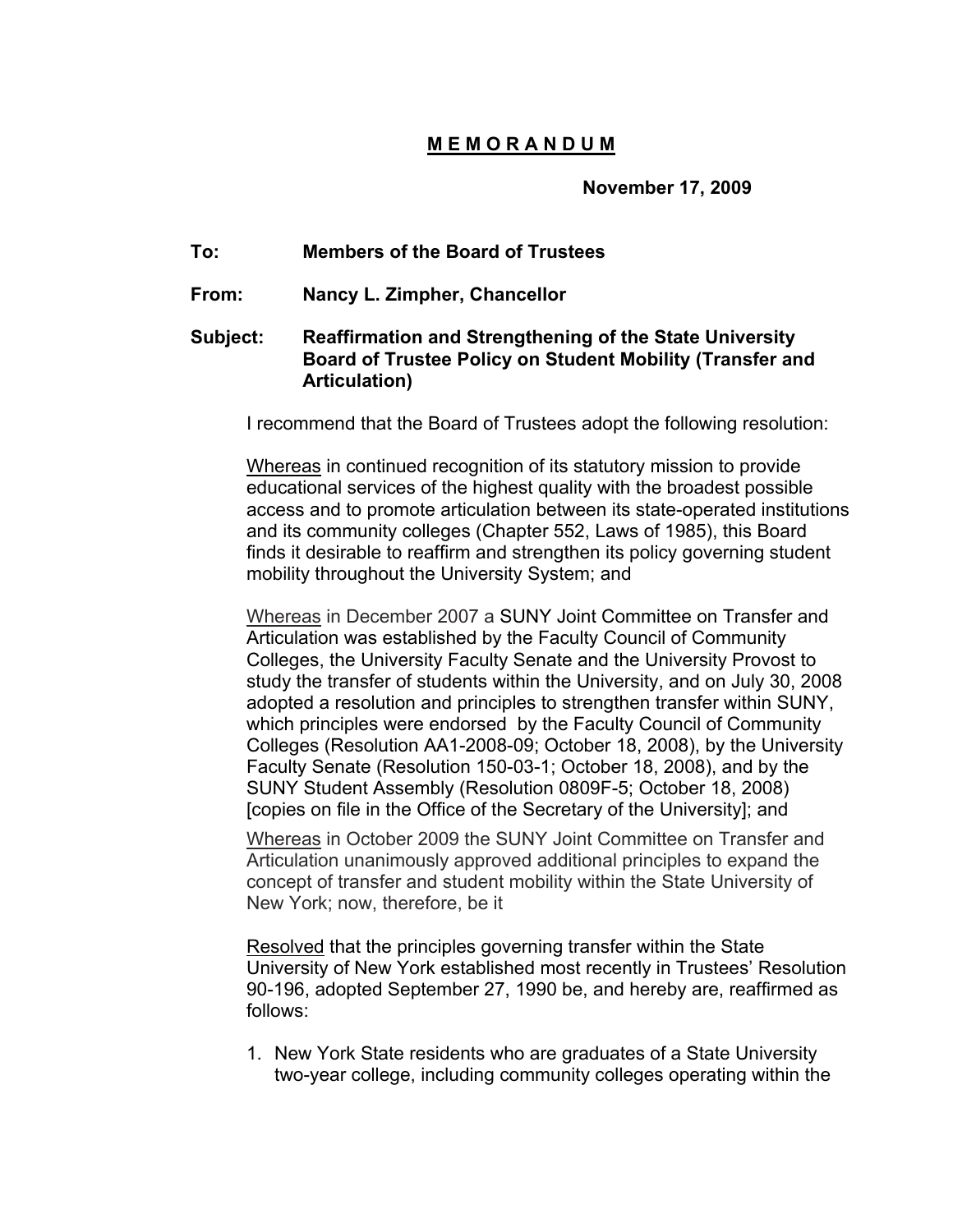# <u>M E M O R A N D U M</u>

**November 17, 2009**

**To:** **Members of the Board of Trustees**

**From:** **Nancy L. Zimpher, Chancellor**

**Subject:** **Reaffirmation and Strengthening of the State University Board of Trustee Policy on Student Mobility (Transfer and Articulation)**

I recommend that the Board of Trustees adopt the following resolution:

<u>Whereas</u> in continued recognition of its statutory mission to provide educational services of the highest quality with the broadest possible access and to promote articulation between its state-operated institutions and its community colleges (Chapter 552, Laws of 1985), this Board finds it desirable to reaffirm and strengthen its policy governing student mobility throughout the University System; and

<u>Whereas</u> in December 2007 a SUNY Joint Committee on Transfer and Articulation was established by the Faculty Council of Community Colleges, the University Faculty Senate and the University Provost to study the transfer of students within the University, and on July 30, 2008 adopted a resolution and principles to strengthen transfer within SUNY, which principles were endorsed by the Faculty Council of Community Colleges (Resolution AA1-2008-09; October 18, 2008), by the University Faculty Senate (Resolution 150-03-1; October 18, 2008), and by the SUNY Student Assembly (Resolution 0809F-5; October 18, 2008) [copies on file in the Office of the Secretary of the University]; and

<u>Whereas</u> in October 2009 the SUNY Joint Committee on Transfer and Articulation unanimously approved additional principles to expand the concept of transfer and student mobility within the State University of New York; now, therefore, be it

<u>Resolved</u> that the principles governing transfer within the State University of New York established most recently in Trustees' Resolution 90-196, adopted September 27, 1990 be, and hereby are, reaffirmed as follows:

1. New York State residents who are graduates of a State University two-year college, including community colleges operating within the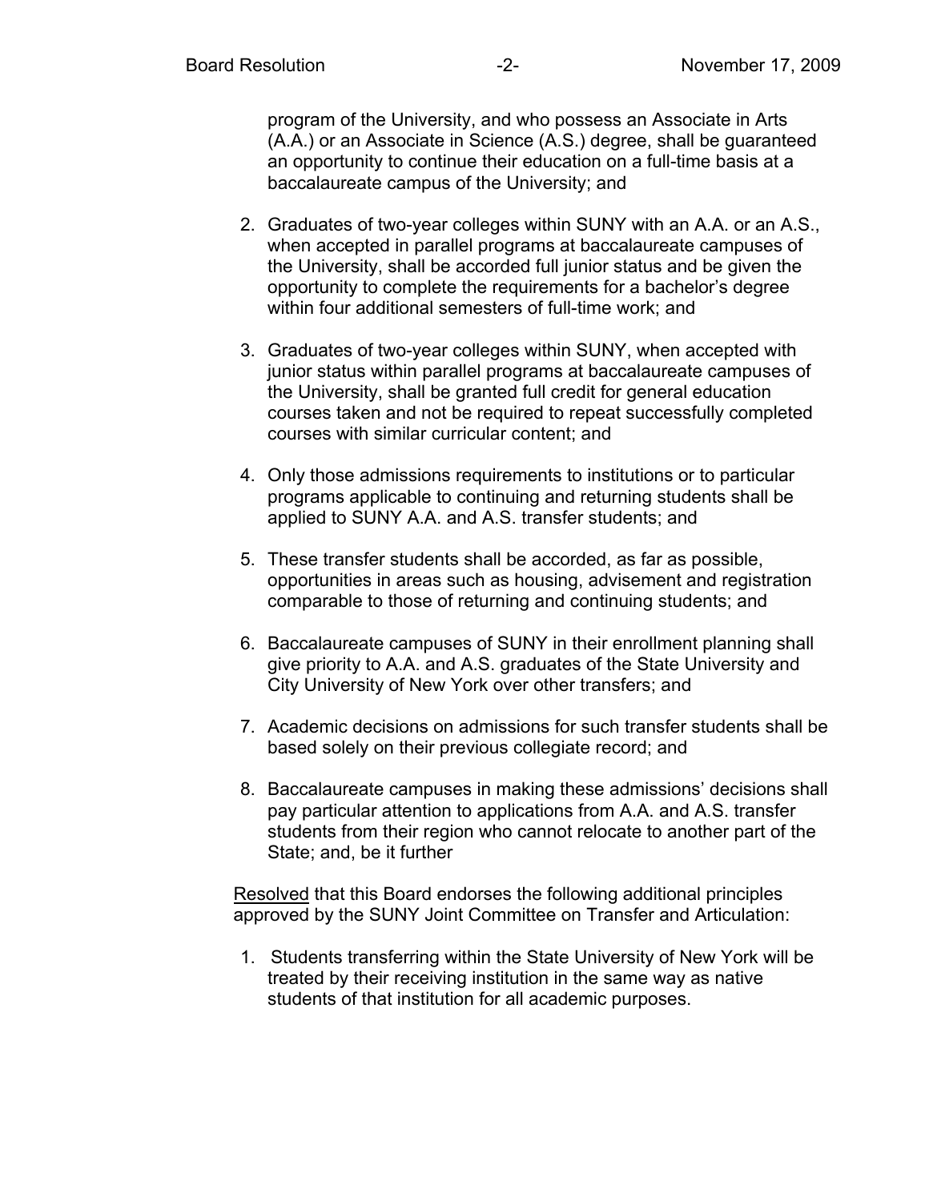program of the University, and who possess an Associate in Arts (A.A.) or an Associate in Science (A.S.) degree, shall be guaranteed an opportunity to continue their education on a full-time basis at a baccalaureate campus of the University; and

2. Graduates of two-year colleges within SUNY with an A.A. or an A.S., when accepted in parallel programs at baccalaureate campuses of the University, shall be accorded full junior status and be given the opportunity to complete the requirements for a bachelor's degree within four additional semesters of full-time work; and

3. Graduates of two-year colleges within SUNY, when accepted with junior status within parallel programs at baccalaureate campuses of the University, shall be granted full credit for general education courses taken and not be required to repeat successfully completed courses with similar curricular content; and

4. Only those admissions requirements to institutions or to particular programs applicable to continuing and returning students shall be applied to SUNY A.A. and A.S. transfer students; and

5. These transfer students shall be accorded, as far as possible, opportunities in areas such as housing, advisement and registration comparable to those of returning and continuing students; and

6. Baccalaureate campuses of SUNY in their enrollment planning shall give priority to A.A. and A.S. graduates of the State University and City University of New York over other transfers; and

7. Academic decisions on admissions for such transfer students shall be based solely on their previous collegiate record; and

8. Baccalaureate campuses in making these admissions' decisions shall pay particular attention to applications from A.A. and A.S. transfer students from their region who cannot relocate to another part of the State; and, be it further

<u>Resolved</u> that this Board endorses the following additional principles approved by the SUNY Joint Committee on Transfer and Articulation:

1. Students transferring within the State University of New York will be treated by their receiving institution in the same way as native students of that institution for all academic purposes.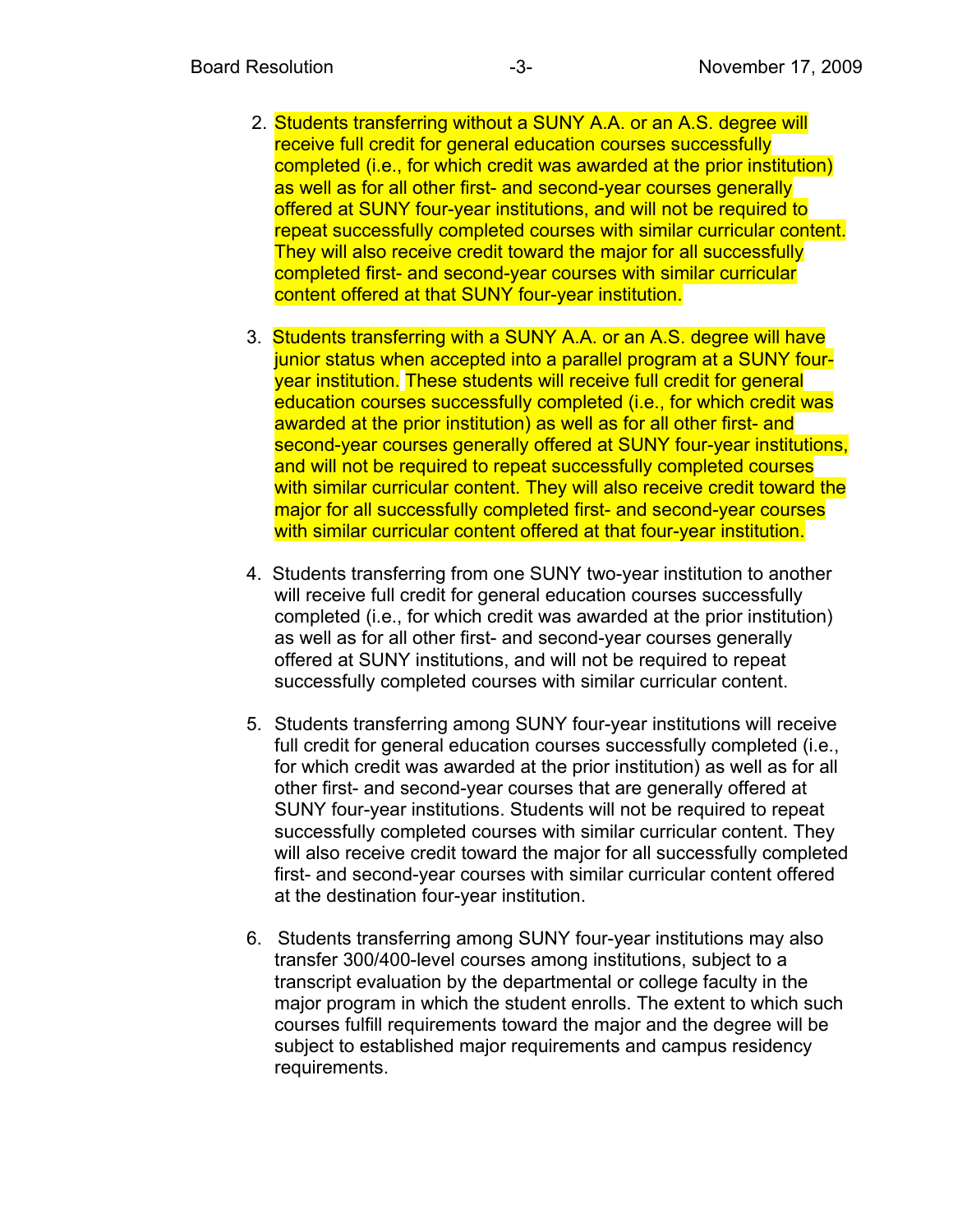2. Students transferring without a SUNY A.A. or an A.S. degree will receive full credit for general education courses successfully completed (i.e., for which credit was awarded at the prior institution) as well as for all other first- and second-year courses generally offered at SUNY four-year institutions, and will not be required to repeat successfully completed courses with similar curricular content. They will also receive credit toward the major for all successfully completed first- and second-year courses with similar curricular content offered at that SUNY four-year institution.

3. Students transferring with a SUNY A.A. or an A.S. degree will have junior status when accepted into a parallel program at a SUNY four-year institution. These students will receive full credit for general education courses successfully completed (i.e., for which credit was awarded at the prior institution) as well as for all other first- and second-year courses generally offered at SUNY four-year institutions, and will not be required to repeat successfully completed courses with similar curricular content. They will also receive credit toward the major for all successfully completed first- and second-year courses with similar curricular content offered at that four-year institution.

4. Students transferring from one SUNY two-year institution to another will receive full credit for general education courses successfully completed (i.e., for which credit was awarded at the prior institution) as well as for all other first- and second-year courses generally offered at SUNY institutions, and will not be required to repeat successfully completed courses with similar curricular content.

5. Students transferring among SUNY four-year institutions will receive full credit for general education courses successfully completed (i.e., for which credit was awarded at the prior institution) as well as for all other first- and second-year courses that are generally offered at SUNY four-year institutions. Students will not be required to repeat successfully completed courses with similar curricular content. They will also receive credit toward the major for all successfully completed first- and second-year courses with similar curricular content offered at the destination four-year institution.

6. Students transferring among SUNY four-year institutions may also transfer 300/400-level courses among institutions, subject to a transcript evaluation by the departmental or college faculty in the major program in which the student enrolls. The extent to which such courses fulfill requirements toward the major and the degree will be subject to established major requirements and campus residency requirements.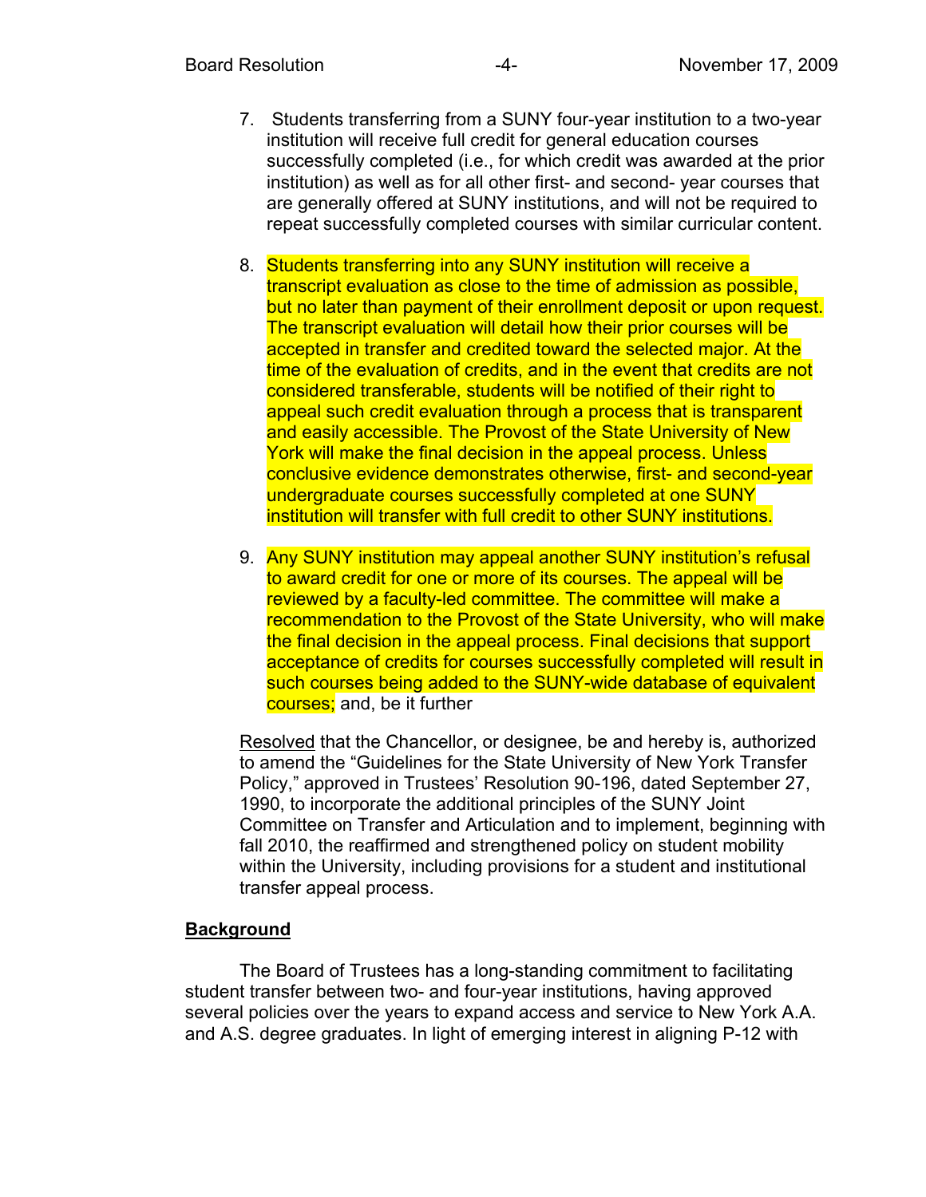7. Students transferring from a SUNY four-year institution to a two-year institution will receive full credit for general education courses successfully completed (i.e., for which credit was awarded at the prior institution) as well as for all other first- and second- year courses that are generally offered at SUNY institutions, and will not be required to repeat successfully completed courses with similar curricular content.

8. Students transferring into any SUNY institution will receive a transcript evaluation as close to the time of admission as possible, but no later than payment of their enrollment deposit or upon request. The transcript evaluation will detail how their prior courses will be accepted in transfer and credited toward the selected major. At the time of the evaluation of credits, and in the event that credits are not considered transferable, students will be notified of their right to appeal such credit evaluation through a process that is transparent and easily accessible. The Provost of the State University of New York will make the final decision in the appeal process. Unless conclusive evidence demonstrates otherwise, first- and second-year undergraduate courses successfully completed at one SUNY institution will transfer with full credit to other SUNY institutions.

9. Any SUNY institution may appeal another SUNY institution's refusal to award credit for one or more of its courses. The appeal will be reviewed by a faculty-led committee. The committee will make a recommendation to the Provost of the State University, who will make the final decision in the appeal process. Final decisions that support acceptance of credits for courses successfully completed will result in such courses being added to the SUNY-wide database of equivalent courses; and, be it further

Resolved that the Chancellor, or designee, be and hereby is, authorized to amend the "Guidelines for the State University of New York Transfer Policy," approved in Trustees' Resolution 90-196, dated September 27, 1990, to incorporate the additional principles of the SUNY Joint Committee on Transfer and Articulation and to implement, beginning with fall 2010, the reaffirmed and strengthened policy on student mobility within the University, including provisions for a student and institutional transfer appeal process.

## Background

The Board of Trustees has a long-standing commitment to facilitating student transfer between two- and four-year institutions, having approved several policies over the years to expand access and service to New York A.A. and A.S. degree graduates. In light of emerging interest in aligning P-12 with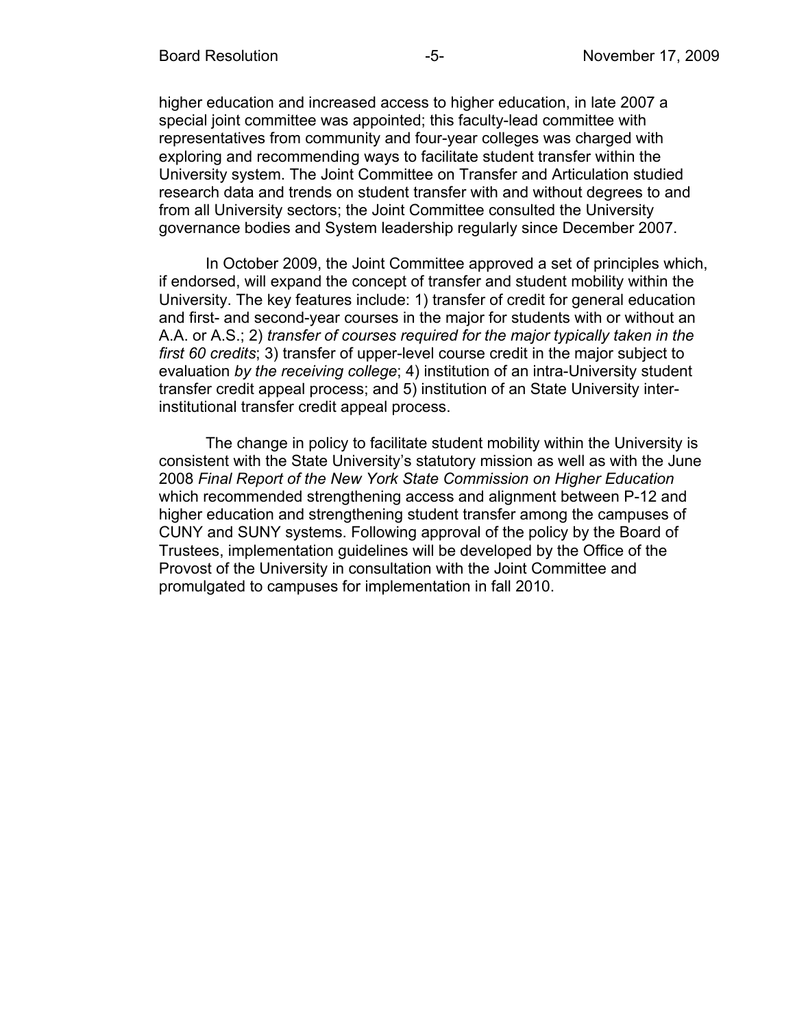higher education and increased access to higher education, in late 2007 a special joint committee was appointed; this faculty-lead committee with representatives from community and four-year colleges was charged with exploring and recommending ways to facilitate student transfer within the University system. The Joint Committee on Transfer and Articulation studied research data and trends on student transfer with and without degrees to and from all University sectors; the Joint Committee consulted the University governance bodies and System leadership regularly since December 2007.

In October 2009, the Joint Committee approved a set of principles which, if endorsed, will expand the concept of transfer and student mobility within the University. The key features include: 1) transfer of credit for general education and first- and second-year courses in the major for students with or without an A.A. or A.S.; 2) *transfer of courses required for the major typically taken in the first 60 credits*; 3) transfer of upper-level course credit in the major subject to evaluation *by the receiving college*; 4) institution of an intra-University student transfer credit appeal process; and 5) institution of an State University inter-institutional transfer credit appeal process.

The change in policy to facilitate student mobility within the University is consistent with the State University's statutory mission as well as with the June 2008 *Final Report of the New York State Commission on Higher Education* which recommended strengthening access and alignment between P-12 and higher education and strengthening student transfer among the campuses of CUNY and SUNY systems. Following approval of the policy by the Board of Trustees, implementation guidelines will be developed by the Office of the Provost of the University in consultation with the Joint Committee and promulgated to campuses for implementation in fall 2010.